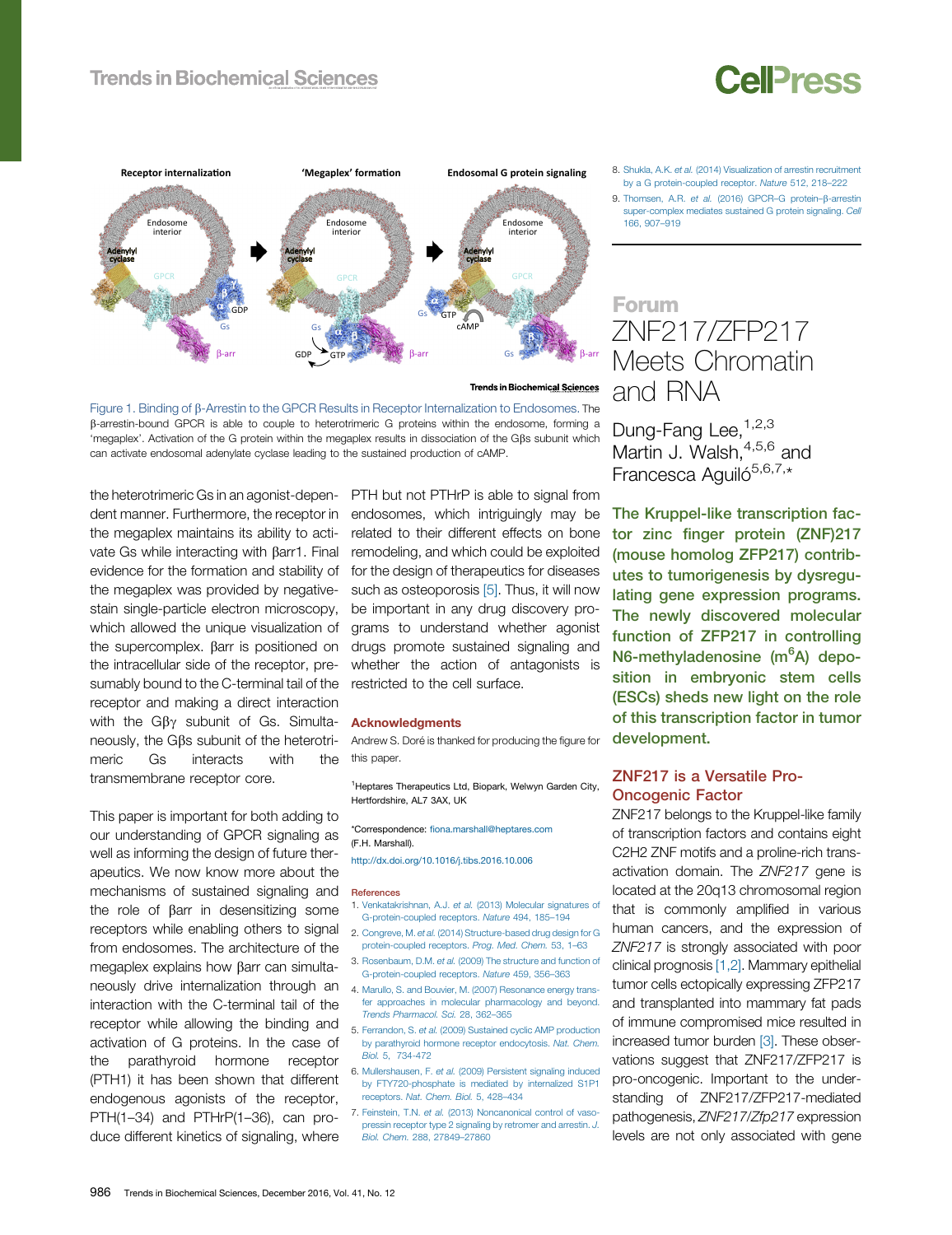Figure 1. Binding of β-Arrestin to the GPCR Results in Receptor Internalization to Endosomes. The β-arrestin-bound GPCR is able to couple to heterotrimeric G proteins within the endosome, forming a 'megaplex'. Activation of the G protein within the megaplex results in dissociation of the Gβs subunit which can activate endosomal adenylate cyclase leading to the sustained production of cAMP.

the heterotrimeric Gs in an agonist-dependent manner. Furthermore, the receptor in the megaplex maintains its ability to activate Gs while interacting with βarr1. Final evidence for the formation and stability of the megaplex was provided by negative-stain single-particle electron microscopy, which allowed the unique visualization of the supercomplex. βarr is positioned on the intracellular side of the receptor, presumably bound to the C-terminal tail of the receptor and making a direct interaction with the Gβγ subunit of Gs. Simultaneously, the Gβs subunit of the heterotrimeric Gs interacts with the transmembrane receptor core.

This paper is important for both adding to our understanding of GPCR signaling as well as informing the design of future therapeutics. We now know more about the mechanisms of sustained signaling and the role of βarr in desensitizing some receptors while enabling others to signal from endosomes. The architecture of the megaplex explains how βarr can simultaneously drive internalization through an interaction with the C-terminal tail of the receptor while allowing the binding and activation of G proteins. In the case of the parathyroid hormone receptor (PTH1) it has been shown that different endogenous agonists of the receptor, PTH(1–34) and PTHrP(1–36), can produce different kinetics of signaling, where PTH but not PTHrP is able to signal from endosomes, which intriguingly may be related to their different effects on bone remodeling, and which could be exploited for the design of therapeutics for diseases such as osteoporosis [5]. Thus, it will now be important in any drug discovery programs to understand whether agonist drugs promote sustained signaling and whether the action of antagonists is restricted to the cell surface.

## Acknowledgments

Andrew S. Doré is thanked for producing the figure for this paper.

[1]Heptares Therapeutics Ltd, Biopark, Welwyn Garden City, Hertfordshire, AL7 3AX, UK

*Correspondence: fiona.marshall@heptares.com (F.H. Marshall).

http://dx.doi.org/10.1016/j.tibs.2016.10.006

### References

1. Venkatakrishnan, A.J. et al. (2013) Molecular signatures of G-protein-coupled receptors. Nature 494, 185–194
2. Congreve, M. et al. (2014) Structure-based drug design for G protein-coupled receptors. Prog. Med. Chem. 53, 1–63
3. Rosenbaum, D.M. et al. (2009) The structure and function of G-protein-coupled receptors. Nature 459, 356–363
4. Marullo, S. and Bouvier, M. (2007) Resonance energy transfer approaches in molecular pharmacology and beyond. Trends Pharmacol. Sci. 28, 362–365
5. Ferrandon, S. et al. (2009) Sustained cyclic AMP production by parathyroid hormone receptor endocytosis. Nat. Chem. Biol. 5, 734-472
6. Mullershausen, F. et al. (2009) Persistent signaling induced by FTY720-phosphate is mediated by internalized S1P1 receptors. Nat. Chem. Biol. 5, 428–434
7. Feinstein, T.N. et al. (2013) Noncanonical control of vasopressin receptor type 2 signaling by retromer and arrestin. J. Biol. Chem. 288, 27849–27860
8. Shukla, A.K. et al. (2014) Visualization of arrestin recruitment by a G protein-coupled receptor. Nature 512, 218–222
9. Thomsen, A.R. et al. (2016) GPCR–G protein–β-arrestin super-complex mediates sustained G protein signaling. Cell 166, 907–919

# Forum
# ZNF217/ZFP217 Meets Chromatin and RNA

Dung-Fang Lee,[1,2,3] Martin J. Walsh,[4,5,6] and Francesca Aguiló[5,6,7,*]

**The Kruppel-like transcription factor zinc finger protein (ZNF)217 (mouse homolog ZFP217) contributes to tumorigenesis by dysregulating gene expression programs. The newly discovered molecular function of ZFP217 in controlling N6-methyladenosine (m$^6$A) deposition in embryonic stem cells (ESCs) sheds new light on the role of this transcription factor in tumor development.**

## ZNF217 is a Versatile Pro-Oncogenic Factor

ZNF217 belongs to the Kruppel-like family of transcription factors and contains eight C2H2 ZNF motifs and a proline-rich transactivation domain. The *ZNF217* gene is located at the 20q13 chromosomal region that is commonly amplified in various human cancers, and the expression of *ZNF217* is strongly associated with poor clinical prognosis [1,2]. Mammary epithelial tumor cells ectopically expressing ZFP217 and transplanted into mammary fat pads of immune compromised mice resulted in increased tumor burden [3]. These observations suggest that ZNF217/ZFP217 is pro-oncogenic. Important to the understanding of ZNF217/ZFP217-mediated pathogenesis, *ZNF217/Zfp217* expression levels are not only associated with gene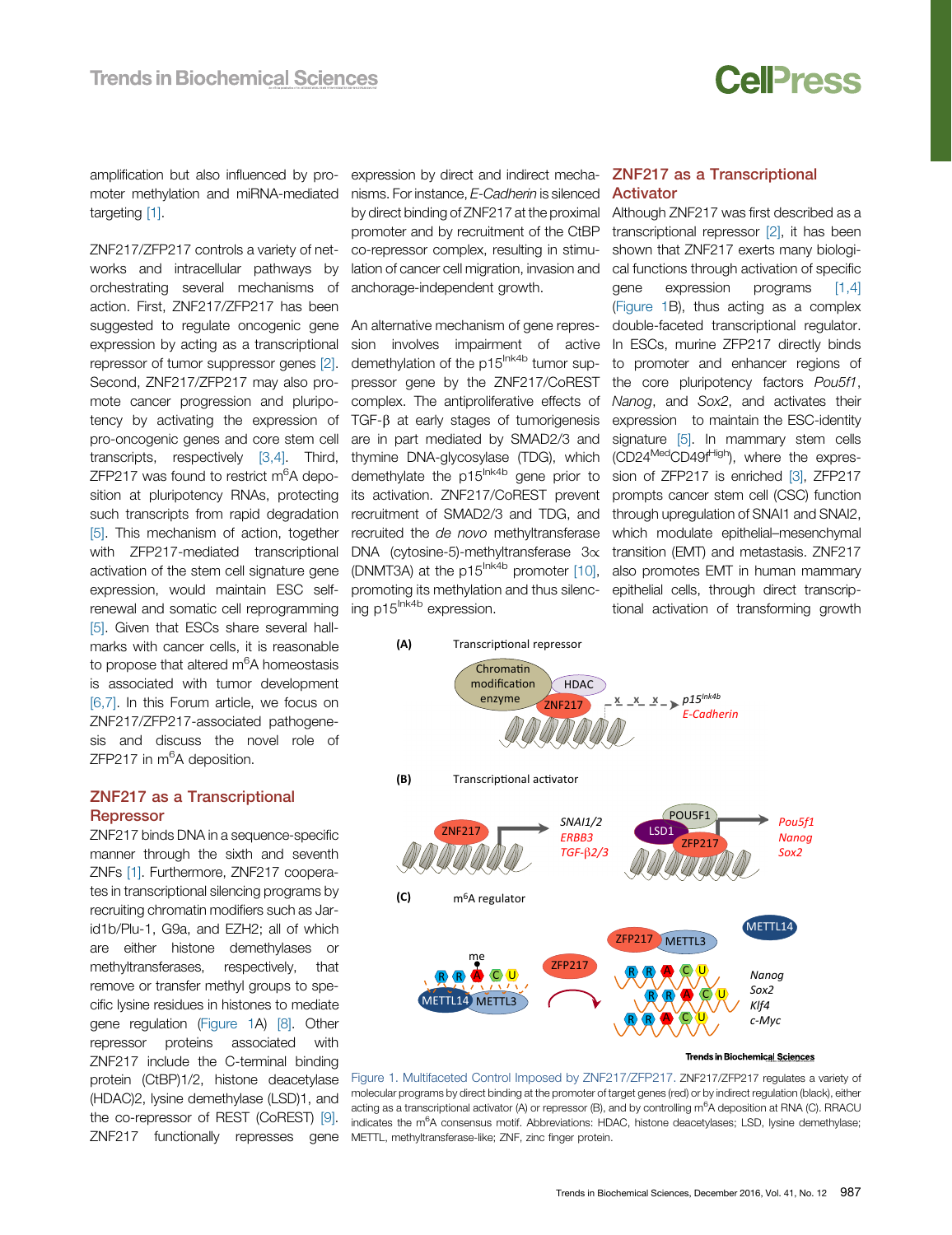amplification but also influenced by promoter methylation and miRNA-mediated targeting [1].

ZNF217/ZFP217 controls a variety of networks and intracellular pathways by orchestrating several mechanisms of action. First, ZNF217/ZFP217 has been suggested to regulate oncogenic gene expression by acting as a transcriptional repressor of tumor suppressor genes [2]. Second, ZNF217/ZFP217 may also promote cancer progression and pluripotency by activating the expression of pro-oncogenic genes and core stem cell transcripts, respectively [3,4]. Third, ZFP217 was found to restrict m$^6$A deposition at pluripotency RNAs, protecting such transcripts from rapid degradation [5]. This mechanism of action, together with ZFP217-mediated transcriptional activation of the stem cell signature gene expression, would maintain ESC self-renewal and somatic cell reprogramming [5]. Given that ESCs share several hallmarks with cancer cells, it is reasonable to propose that altered m$^6$A homeostasis is associated with tumor development [6,7]. In this Forum article, we focus on ZNF217/ZFP217-associated pathogenesis and discuss the novel role of ZFP217 in m$^6$A deposition.

## ZNF217 as a Transcriptional Repressor

ZNF217 binds DNA in a sequence-specific manner through the sixth and seventh ZNFs [1]. Furthermore, ZNF217 cooperates in transcriptional silencing programs by recruiting chromatin modifiers such as Jarid1b/Plu-1, G9a, and EZH2; all of which are either histone demethylases or methyltransferases, respectively, that remove or transfer methyl groups to specific lysine residues in histones to mediate gene regulation (Figure 1A) [8]. Other repressor proteins associated with ZNF217 include the C-terminal binding protein (CtBP)1/2, histone deacetylase (HDAC)2, lysine demethylase (LSD)1, and the co-repressor of REST (CoREST) [9]. ZNF217 functionally represses gene expression by direct and indirect mechanisms. For instance, *E-Cadherin* is silenced by direct binding of ZNF217 at the proximal promoter and by recruitment of the CtBP co-repressor complex, resulting in stimulation of cancer cell migration, invasion and anchorage-independent growth.

An alternative mechanism of gene repression involves impairment of active demethylation of the p15$^{Ink4b}$ tumor suppressor gene by the ZNF217/CoREST complex. The antiproliferative effects of TGF-β at early stages of tumorigenesis are in part mediated by SMAD2/3 and thymine DNA-glycosylase (TDG), which demethylate the p15$^{Ink4b}$ gene prior to its activation. ZNF217/CoREST prevent recruitment of SMAD2/3 and TDG, and recruited the *de novo* methyltransferase DNA (cytosine-5)-methyltransferase 3α (DNMT3A) at the p15$^{Ink4b}$ promoter [10], promoting its methylation and thus silencing p15$^{Ink4b}$ expression.

## ZNF217 as a Transcriptional Activator

Although ZNF217 was first described as a transcriptional repressor [2], it has been shown that ZNF217 exerts many biological functions through activation of specific gene expression programs [1,4] (Figure 1B), thus acting as a complex double-faceted transcriptional regulator. In ESCs, murine ZFP217 directly binds to promoter and enhancer regions of the core pluripotency factors *Pou5f1*, *Nanog*, and *Sox2*, and activates their expression to maintain the ESC-identity signature [5]. In mammary stem cells (CD24$^{Med}$CD49f$^{High}$), where the expression of ZFP217 is enriched [3], ZFP217 prompts cancer stem cell (CSC) function through upregulation of SNAI1 and SNAI2, which modulate epithelial–mesenchymal transition (EMT) and metastasis. ZNF217 also promotes EMT in human mammary epithelial cells, through direct transcriptional activation of transforming growth

Figure 1. Multifaceted Control Imposed by ZNF217/ZFP217. ZNF217/ZFP217 regulates a variety of molecular programs by direct binding at the promoter of target genes (red) or by indirect regulation (black), either acting as a transcriptional activator (A) or repressor (B), and by controlling m$^6$A deposition at RNA (C). RRACU indicates the m$^6$A consensus motif. Abbreviations: HDAC, histone deacetylases; LSD, lysine demethylase; METTL, methyltransferase-like; ZNF, zinc finger protein.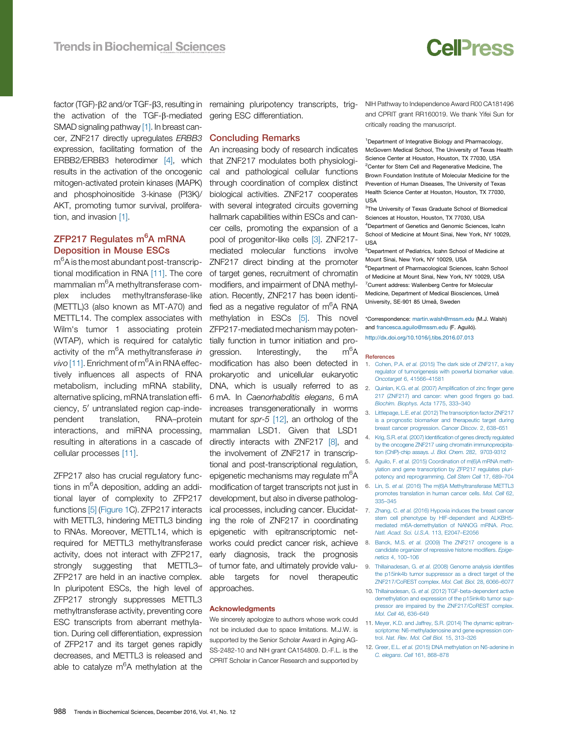factor (TGF)-β2 and/or TGF-β3, resulting in the activation of the TGF-β-mediated SMAD signaling pathway [1]. In breast cancer, ZNF217 directly upregulates *ERBB3* expression, facilitating formation of the ERBB2/ERBB3 heterodimer [4], which results in the activation of the oncogenic mitogen-activated protein kinases (MAPK) and phosphoinositide 3-kinase (PI3K)/AKT, promoting tumor survival, proliferation, and invasion [1].

## ZFP217 Regulates m$^6$A mRNA Deposition in Mouse ESCs

m$^6$A is the most abundant post-transcriptional modification in RNA [11]. The core mammalian m$^6$A methyltransferase complex includes methyltransferase-like (METTL)3 (also known as MT-A70) and METTL14. The complex associates with Wilm's tumor 1 associating protein (WTAP), which is required for catalytic activity of the m$^6$A methyltransferase *in vivo* [11]. Enrichment of m$^6$A in RNA effectively influences all aspects of RNA metabolism, including mRNA stability, alternative splicing, mRNA translation efficiency, 5′ untranslated region cap-independent translation, RNA–protein interactions, and miRNA processing, resulting in alterations in a cascade of cellular processes [11].

ZFP217 also has crucial regulatory functions in m$^6$A deposition, adding an additional layer of complexity to ZFP217 functions [5] (Figure 1C). ZFP217 interacts with METTL3, hindering METTL3 binding to RNAs. Moreover, METTL14, which is required for METTL3 methyltransferase activity, does not interact with ZFP217, strongly suggesting that METTL3–ZFP217 are held in an inactive complex. In pluripotent ESCs, the high level of ZFP217 strongly suppresses METTL3 methyltransferase activity, preventing core ESC transcripts from aberrant methylation. During cell differentiation, expression of ZFP217 and its target genes rapidly decreases, and METTL3 is released and able to catalyze m$^6$A methylation at the remaining pluripotency transcripts, triggering ESC differentiation.

## Concluding Remarks

An increasing body of research indicates that ZNF217 modulates both physiological and pathological cellular functions through coordination of complex distinct biological activities. ZNF217 cooperates with several integrated circuits governing hallmark capabilities within ESCs and cancer cells, promoting the expansion of a pool of progenitor-like cells [3]. ZNF217-mediated molecular functions involve ZNF217 direct binding at the promoter of target genes, recruitment of chromatin modifiers, and impairment of DNA methylation. Recently, ZNF217 has been identified as a negative regulator of m$^6$A RNA methylation in ESCs [5]. This novel ZFP217-mediated mechanism may potentially function in tumor initiation and progression. Interestingly, the m$^6$A modification has also been detected in prokaryotic and unicellular eukaryotic DNA, which is usually referred to as 6 mA. In *Caenorhabditis elegans*, 6 mA increases transgenerationally in worms mutant for *spr-5* [12], an ortholog of the mammalian LSD1. Given that LSD1 directly interacts with ZNF217 [8], and the involvement of ZNF217 in transcriptional and post-transcriptional regulation, epigenetic mechanisms may regulate m$^6$A modification of target transcripts not just in development, but also in diverse pathological processes, including cancer. Elucidating the role of ZNF217 in coordinating epigenetic with epitranscriptomic networks could predict cancer risk, achieve early diagnosis, track the prognosis of tumor fate, and ultimately provide valuable targets for novel therapeutic approaches.

### Acknowledgments

We sincerely apologize to authors whose work could not be included due to space limitations. M.J.W. is supported by the Senior Scholar Award in Aging AG-SS-2482-10 and NIH grant CA154809. D.-F.L. is the CPRIT Scholar in Cancer Research and supported by NIH Pathway to Independence Award R00 CA181496 and CPRIT grant RR160019. We thank Yifei Sun for critically reading the manuscript.

[1]Department of Integrative Biology and Pharmacology, McGovern Medical School, The University of Texas Health Science Center at Houston, Houston, TX 77030, USA
[2]Center for Stem Cell and Regenerative Medicine, The Brown Foundation Institute of Molecular Medicine for the Prevention of Human Diseases, The University of Texas Health Science Center at Houston, Houston, TX 77030, USA
[3]The University of Texas Graduate School of Biomedical Sciences at Houston, Houston, TX 77030, USA
[4]Department of Genetics and Genomic Sciences, Icahn School of Medicine at Mount Sinai, New York, NY 10029, USA
[5]Department of Pediatrics, Icahn School of Medicine at Mount Sinai, New York, NY 10029, USA
[6]Department of Pharmacological Sciences, Icahn School of Medicine at Mount Sinai, New York, NY 10029, USA
[7]Current address: Wallenberg Centre for Molecular Medicine, Department of Medical Biosciences, Umeå University, SE-901 85 Umeå, Sweden

*Correspondence: martin.walsh@mssm.edu (M.J. Walsh) and francesca.aguilo@mssm.edu (F. Aguiló).

http://dx.doi.org/10.1016/j.tibs.2016.07.013

### References

1. Cohen, P.A. *et al.* (2015) The dark side of ZNF217, a key regulator of tumorigenesis with powerful biomarker value. *Oncotarget* 6, 41566–41581
2. Quinlan, K.G. *et al.* (2007) Amplification of zinc finger gene 217 (ZNF217) and cancer: when good fingers go bad. *Biochim. Biophys. Acta* 1775, 333–340
3. Littlepage, L.E. *et al.* (2012) The transcription factor ZNF217 is a prognostic biomarker and therapeutic target during breast cancer progression. *Cancer Discov.* 2, 638–651
4. Krig, S.R. *et al.* (2007) Identification of genes directly regulated by the oncogene ZNF217 using chromatin immunoprecipitation (ChIP)-chip assays. *J. Biol. Chem.* 282, 9703-9312
5. Aguilo, F. *et al.* (2015) Coordination of m(6)A mRNA methylation and gene transcription by ZFP217 regulates pluripotency and reprogramming. *Cell Stem Cell* 17, 689–704
6. Lin, S. *et al.* (2016) The m(6)A Methyltransferase METTL3 promotes translation in human cancer cells. *Mol. Cell* 62, 335–345
7. Zhang, C. *et al.* (2016) Hypoxia induces the breast cancer stem cell phenotype by HIF-dependent and ALKBH5-mediated m6A-demethylation of NANOG mRNA. *Proc. Natl. Acad. Sci. U.S.A.* 113, E2047–E2056
8. Banck, M.S. *et al.* (2009) The ZNF217 oncogene is a candidate organizer of repressive histone modifiers. *Epigenetics* 4, 100–106
9. Thillainadesan, G. *et al.* (2008) Genome analysis identifies the p15ink4b tumor suppressor as a direct target of the ZNF217/CoREST complex. *Mol. Cell. Biol.* 28, 6066–6077
10. Thillainadesan, G. *et al.* (2012) TGF-beta-dependent active demethylation and expression of the p15ink4b tumor suppressor are impaired by the ZNF217/CoREST complex. *Mol. Cell* 46, 636–649
11. Meyer, K.D. and Jaffrey, S.R. (2014) The dynamic epitranscriptome: N6-methyladenosine and gene expression control. *Nat. Rev. Mol. Cell Biol.* 15, 313–326
12. Greer, E.L. *et al.* (2015) DNA methylation on N6-adenine in *C. elegans*. *Cell* 161, 868–878